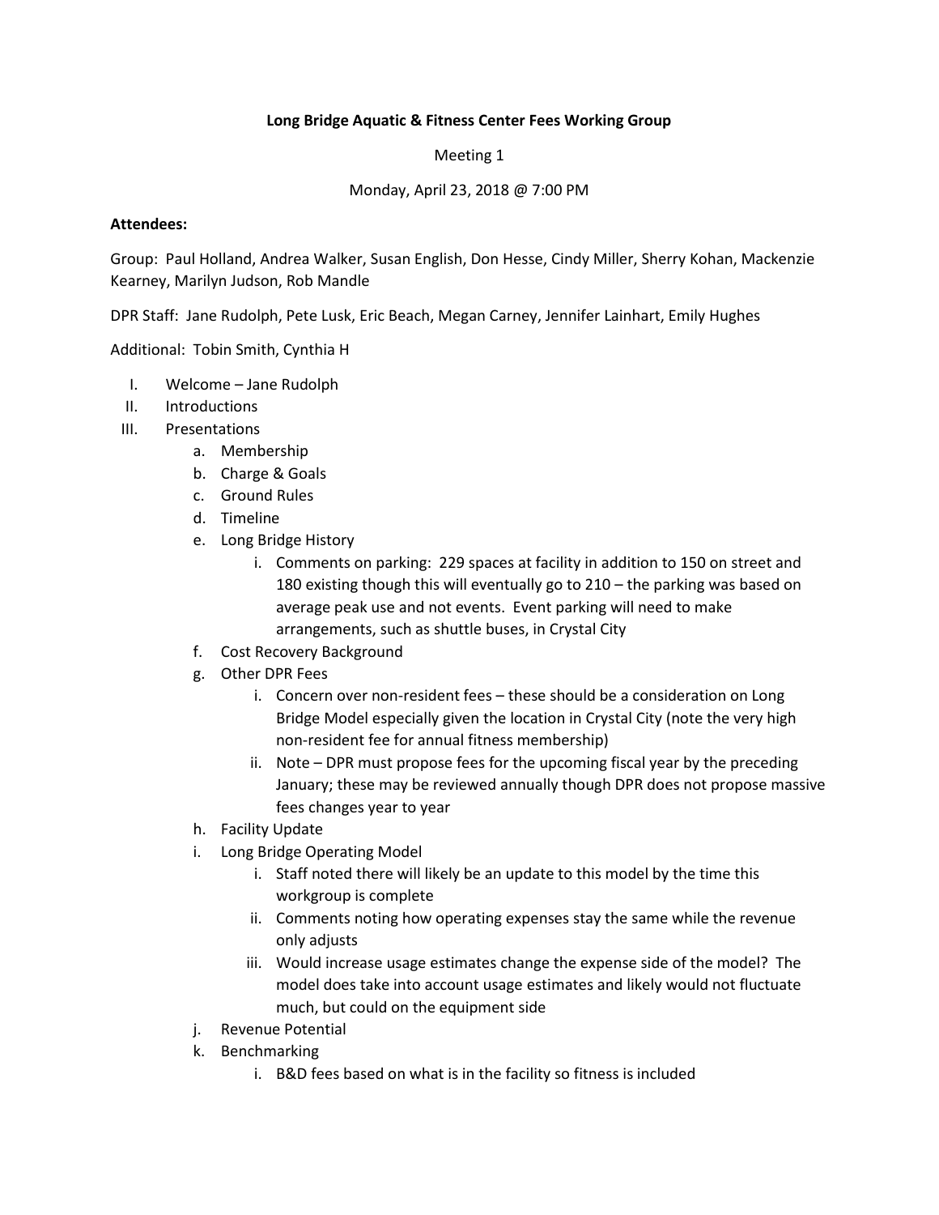**Long Bridge Aquatic & Fitness Center Fees Working Group**

Meeting 1

Monday, April 23, 2018 @ 7:00 PM

**Attendees:**

Group: Paul Holland, Andrea Walker, Susan English, Don Hesse, Cindy Miller, Sherry Kohan, Mackenzie Kearney, Marilyn Judson, Rob Mandle

DPR Staff: Jane Rudolph, Pete Lusk, Eric Beach, Megan Carney, Jennifer Lainhart, Emily Hughes

Additional: Tobin Smith, Cynthia H

I. Welcome – Jane Rudolph
II. Introductions
III. Presentations
   a. Membership
   b. Charge & Goals
   c. Ground Rules
   d. Timeline
   e. Long Bridge History
      i. Comments on parking: 229 spaces at facility in addition to 150 on street and 180 existing though this will eventually go to 210 – the parking was based on average peak use and not events. Event parking will need to make arrangements, such as shuttle buses, in Crystal City
   f. Cost Recovery Background
   g. Other DPR Fees
      i. Concern over non-resident fees – these should be a consideration on Long Bridge Model especially given the location in Crystal City (note the very high non-resident fee for annual fitness membership)
      ii. Note – DPR must propose fees for the upcoming fiscal year by the preceding January; these may be reviewed annually though DPR does not propose massive fees changes year to year
   h. Facility Update
   i. Long Bridge Operating Model
      i. Staff noted there will likely be an update to this model by the time this workgroup is complete
      ii. Comments noting how operating expenses stay the same while the revenue only adjusts
      iii. Would increase usage estimates change the expense side of the model? The model does take into account usage estimates and likely would not fluctuate much, but could on the equipment side
   j. Revenue Potential
   k. Benchmarking
      i. B&D fees based on what is in the facility so fitness is included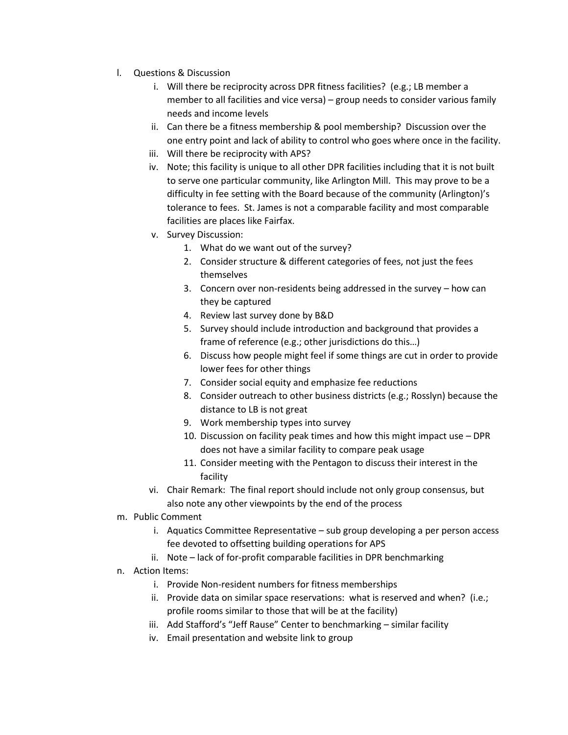l. Questions & Discussion
   i. Will there be reciprocity across DPR fitness facilities? (e.g.; LB member a member to all facilities and vice versa) – group needs to consider various family needs and income levels
   ii. Can there be a fitness membership & pool membership? Discussion over the one entry point and lack of ability to control who goes where once in the facility.
   iii. Will there be reciprocity with APS?
   iv. Note; this facility is unique to all other DPR facilities including that it is not built to serve one particular community, like Arlington Mill. This may prove to be a difficulty in fee setting with the Board because of the community (Arlington)'s tolerance to fees. St. James is not a comparable facility and most comparable facilities are places like Fairfax.
   v. Survey Discussion:
      1. What do we want out of the survey?
      2. Consider structure & different categories of fees, not just the fees themselves
      3. Concern over non-residents being addressed in the survey – how can they be captured
      4. Review last survey done by B&D
      5. Survey should include introduction and background that provides a frame of reference (e.g.; other jurisdictions do this…)
      6. Discuss how people might feel if some things are cut in order to provide lower fees for other things
      7. Consider social equity and emphasize fee reductions
      8. Consider outreach to other business districts (e.g.; Rosslyn) because the distance to LB is not great
      9. Work membership types into survey
      10. Discussion on facility peak times and how this might impact use – DPR does not have a similar facility to compare peak usage
      11. Consider meeting with the Pentagon to discuss their interest in the facility
   vi. Chair Remark: The final report should include not only group consensus, but also note any other viewpoints by the end of the process

m. Public Comment
   i. Aquatics Committee Representative – sub group developing a per person access fee devoted to offsetting building operations for APS
   ii. Note – lack of for-profit comparable facilities in DPR benchmarking

n. Action Items:
   i. Provide Non-resident numbers for fitness memberships
   ii. Provide data on similar space reservations: what is reserved and when? (i.e.; profile rooms similar to those that will be at the facility)
   iii. Add Stafford's "Jeff Rause" Center to benchmarking – similar facility
   iv. Email presentation and website link to group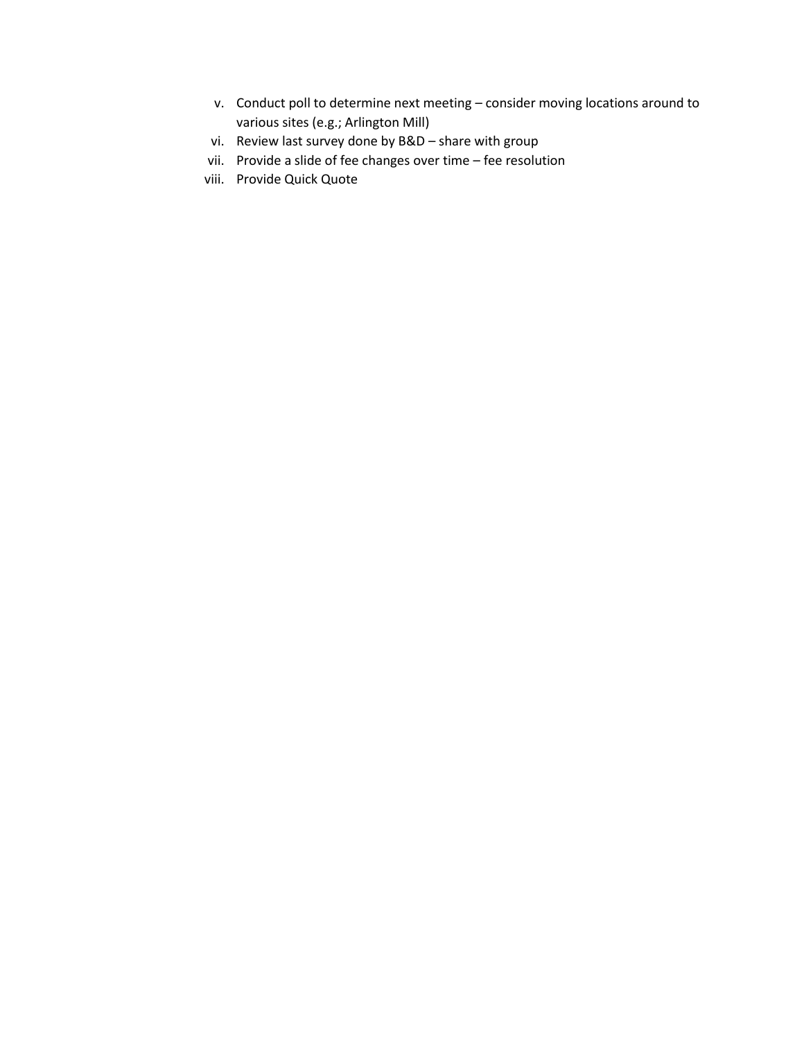v. Conduct poll to determine next meeting – consider moving locations around to various sites (e.g.; Arlington Mill)
vi. Review last survey done by B&D – share with group
vii. Provide a slide of fee changes over time – fee resolution
viii. Provide Quick Quote